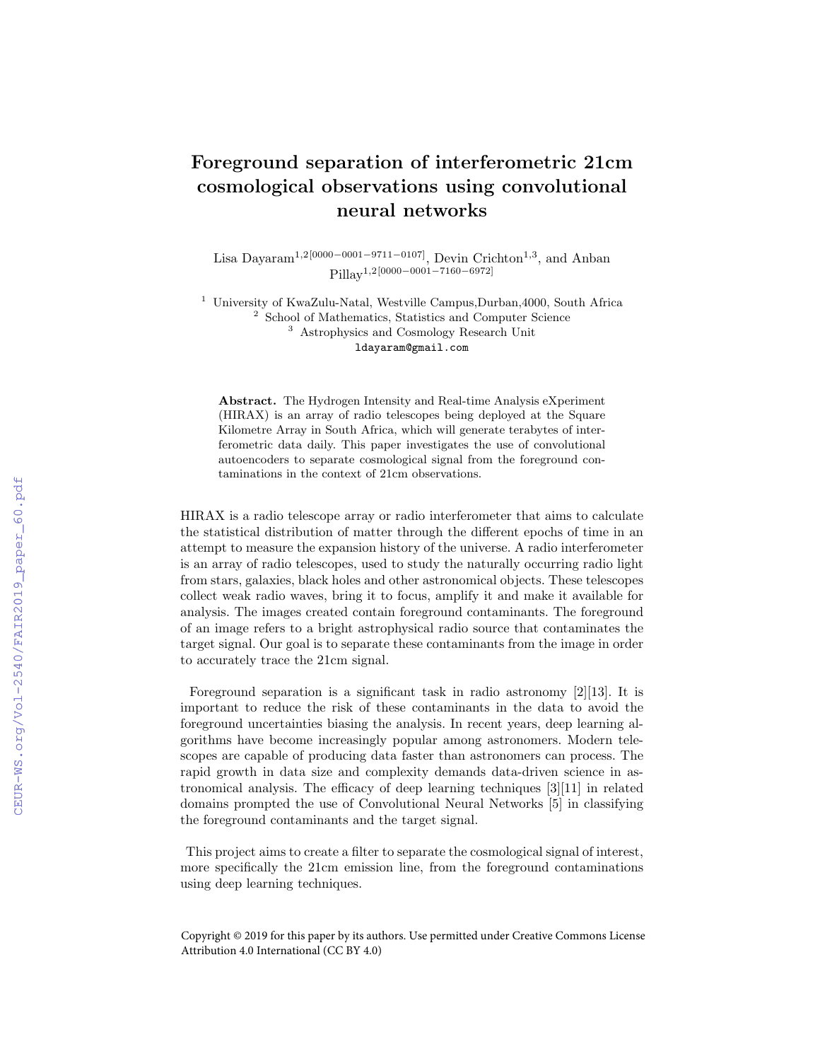# Foreground separation of interferometric 21cm cosmological observations using convolutional neural networks

Lisa Dayaram[1,2][0000−0001−9711−0107], Devin Crichton[1,3], and Anban Pillay[1,2][0000−0001−7160−6972]

[1] University of KwaZulu-Natal, Westville Campus,Durban,4000, South Africa
[2] School of Mathematics, Statistics and Computer Science
[3] Astrophysics and Cosmology Research Unit
ldayaram@gmail.com

**Abstract.** The Hydrogen Intensity and Real-time Analysis eXperiment (HIRAX) is an array of radio telescopes being deployed at the Square Kilometre Array in South Africa, which will generate terabytes of interferometric data daily. This paper investigates the use of convolutional autoencoders to separate cosmological signal from the foreground contaminations in the context of 21cm observations.

HIRAX is a radio telescope array or radio interferometer that aims to calculate the statistical distribution of matter through the different epochs of time in an attempt to measure the expansion history of the universe. A radio interferometer is an array of radio telescopes, used to study the naturally occurring radio light from stars, galaxies, black holes and other astronomical objects. These telescopes collect weak radio waves, bring it to focus, amplify it and make it available for analysis. The images created contain foreground contaminants. The foreground of an image refers to a bright astrophysical radio source that contaminates the target signal. Our goal is to separate these contaminants from the image in order to accurately trace the 21cm signal.

Foreground separation is a significant task in radio astronomy [2][13]. It is important to reduce the risk of these contaminants in the data to avoid the foreground uncertainties biasing the analysis. In recent years, deep learning algorithms have become increasingly popular among astronomers. Modern telescopes are capable of producing data faster than astronomers can process. The rapid growth in data size and complexity demands data-driven science in astronomical analysis. The efficacy of deep learning techniques [3][11] in related domains prompted the use of Convolutional Neural Networks [5] in classifying the foreground contaminants and the target signal.

This project aims to create a filter to separate the cosmological signal of interest, more specifically the 21cm emission line, from the foreground contaminations using deep learning techniques.

Copyright © 2019 for this paper by its authors. Use permitted under Creative Commons License Attribution 4.0 International (CC BY 4.0)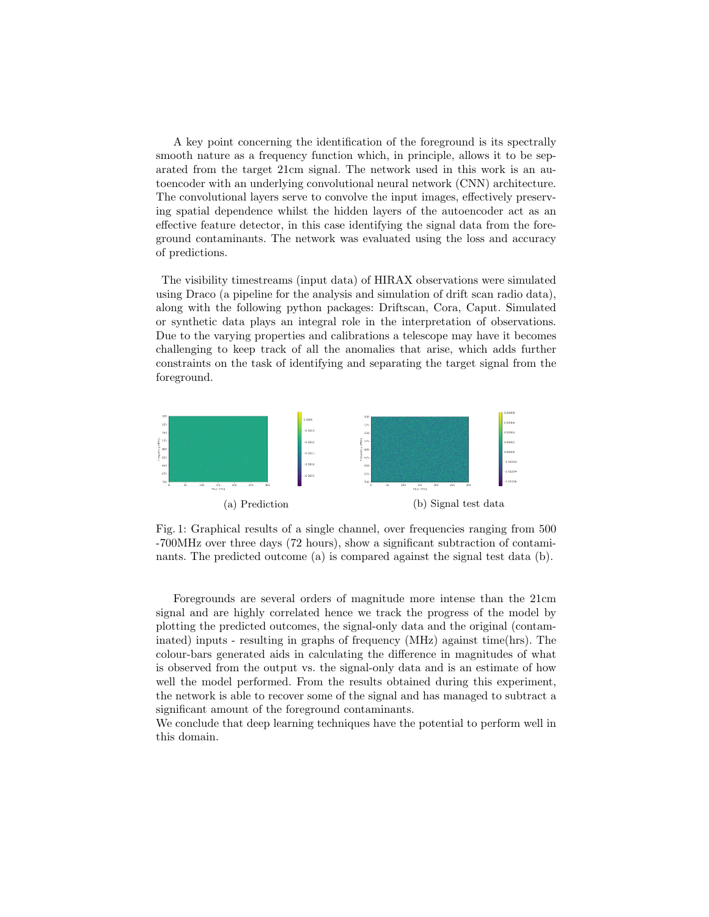A key point concerning the identification of the foreground is its spectrally smooth nature as a frequency function which, in principle, allows it to be separated from the target 21cm signal. The network used in this work is an autoencoder with an underlying convolutional neural network (CNN) architecture. The convolutional layers serve to convolve the input images, effectively preserving spatial dependence whilst the hidden layers of the autoencoder act as an effective feature detector, in this case identifying the signal data from the foreground contaminants. The network was evaluated using the loss and accuracy of predictions.

The visibility timestreams (input data) of HIRAX observations were simulated using Draco (a pipeline for the analysis and simulation of drift scan radio data), along with the following python packages: Driftscan, Cora, Caput. Simulated or synthetic data plays an integral role in the interpretation of observations. Due to the varying properties and calibrations a telescope may have it becomes challenging to keep track of all the anomalies that arise, which adds further constraints on the task of identifying and separating the target signal from the foreground.

(a) Prediction

(b) Signal test data

Fig. 1: Graphical results of a single channel, over frequencies ranging from 500 -700MHz over three days (72 hours), show a significant subtraction of contaminants. The predicted outcome (a) is compared against the signal test data (b).

Foregrounds are several orders of magnitude more intense than the 21cm signal and are highly correlated hence we track the progress of the model by plotting the predicted outcomes, the signal-only data and the original (contaminated) inputs - resulting in graphs of frequency (MHz) against time(hrs). The colour-bars generated aids in calculating the difference in magnitudes of what is observed from the output vs. the signal-only data and is an estimate of how well the model performed. From the results obtained during this experiment, the network is able to recover some of the signal and has managed to subtract a significant amount of the foreground contaminants.
We conclude that deep learning techniques have the potential to perform well in this domain.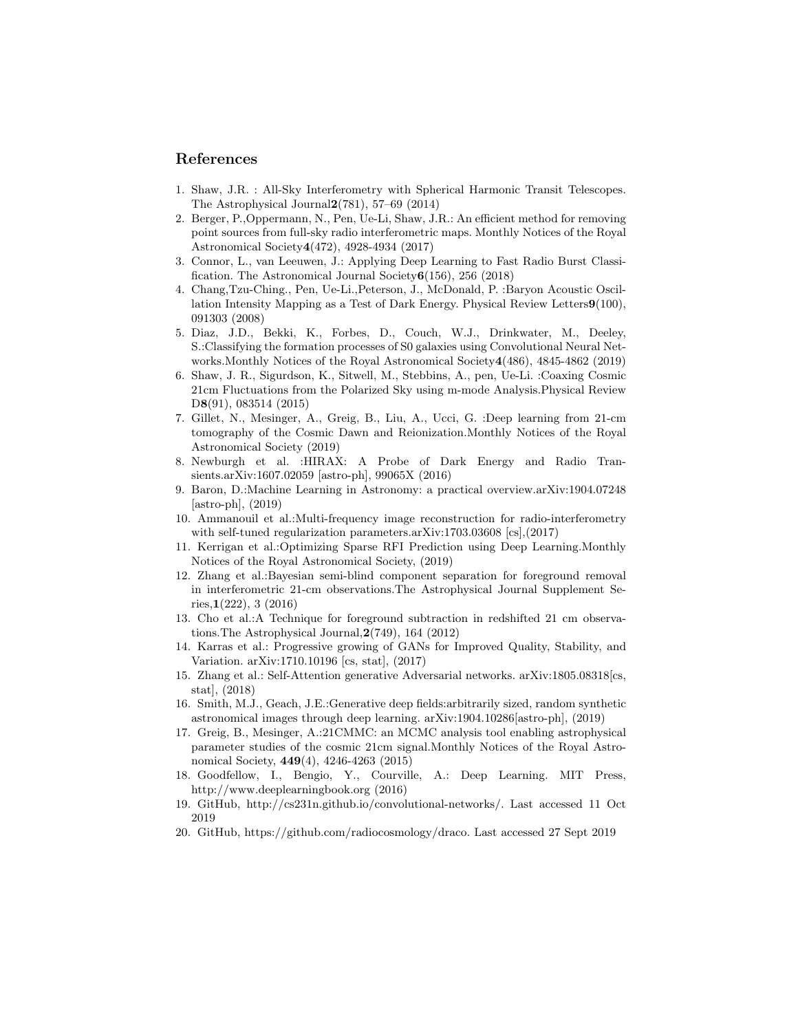## References

1. Shaw, J.R. : All-Sky Interferometry with Spherical Harmonic Transit Telescopes. The Astrophysical Journal**2**(781), 57–69 (2014)
2. Berger, P.,Oppermann, N., Pen, Ue-Li, Shaw, J.R.: An efficient method for removing point sources from full-sky radio interferometric maps. Monthly Notices of the Royal Astronomical Society**4**(472), 4928-4934 (2017)
3. Connor, L., van Leeuwen, J.: Applying Deep Learning to Fast Radio Burst Classification. The Astronomical Journal Society**6**(156), 256 (2018)
4. Chang,Tzu-Ching., Pen, Ue-Li.,Peterson, J., McDonald, P. :Baryon Acoustic Oscillation Intensity Mapping as a Test of Dark Energy. Physical Review Letters**9**(100), 091303 (2008)
5. Diaz, J.D., Bekki, K., Forbes, D., Couch, W.J., Drinkwater, M., Deeley, S.:Classifying the formation processes of S0 galaxies using Convolutional Neural Networks.Monthly Notices of the Royal Astronomical Society**4**(486), 4845-4862 (2019)
6. Shaw, J. R., Sigurdson, K., Sitwell, M., Stebbins, A., pen, Ue-Li. :Coaxing Cosmic 21cm Fluctuations from the Polarized Sky using m-mode Analysis.Physical Review D**8**(91), 083514 (2015)
7. Gillet, N., Mesinger, A., Greig, B., Liu, A., Ucci, G. :Deep learning from 21-cm tomography of the Cosmic Dawn and Reionization.Monthly Notices of the Royal Astronomical Society (2019)
8. Newburgh et al. :HIRAX: A Probe of Dark Energy and Radio Transients.arXiv:1607.02059 [astro-ph], 99065X (2016)
9. Baron, D.:Machine Learning in Astronomy: a practical overview.arXiv:1904.07248 [astro-ph], (2019)
10. Ammanouil et al.:Multi-frequency image reconstruction for radio-interferometry with self-tuned regularization parameters.arXiv:1703.03608 [cs],(2017)
11. Kerrigan et al.:Optimizing Sparse RFI Prediction using Deep Learning.Monthly Notices of the Royal Astronomical Society, (2019)
12. Zhang et al.:Bayesian semi-blind component separation for foreground removal in interferometric 21-cm observations.The Astrophysical Journal Supplement Series,**1**(222), 3 (2016)
13. Cho et al.:A Technique for foreground subtraction in redshifted 21 cm observations.The Astrophysical Journal,**2**(749), 164 (2012)
14. Karras et al.: Progressive growing of GANs for Improved Quality, Stability, and Variation. arXiv:1710.10196 [cs, stat], (2017)
15. Zhang et al.: Self-Attention generative Adversarial networks. arXiv:1805.08318[cs, stat], (2018)
16. Smith, M.J., Geach, J.E.:Generative deep fields:arbitrarily sized, random synthetic astronomical images through deep learning. arXiv:1904.10286[astro-ph], (2019)
17. Greig, B., Mesinger, A.:21CMMC: an MCMC analysis tool enabling astrophysical parameter studies of the cosmic 21cm signal.Monthly Notices of the Royal Astronomical Society, **449**(4), 4246-4263 (2015)
18. Goodfellow, I., Bengio, Y., Courville, A.: Deep Learning. MIT Press, http://www.deeplearningbook.org (2016)
19. GitHub, http://cs231n.github.io/convolutional-networks/. Last accessed 11 Oct 2019
20. GitHub, https://github.com/radiocosmology/draco. Last accessed 27 Sept 2019